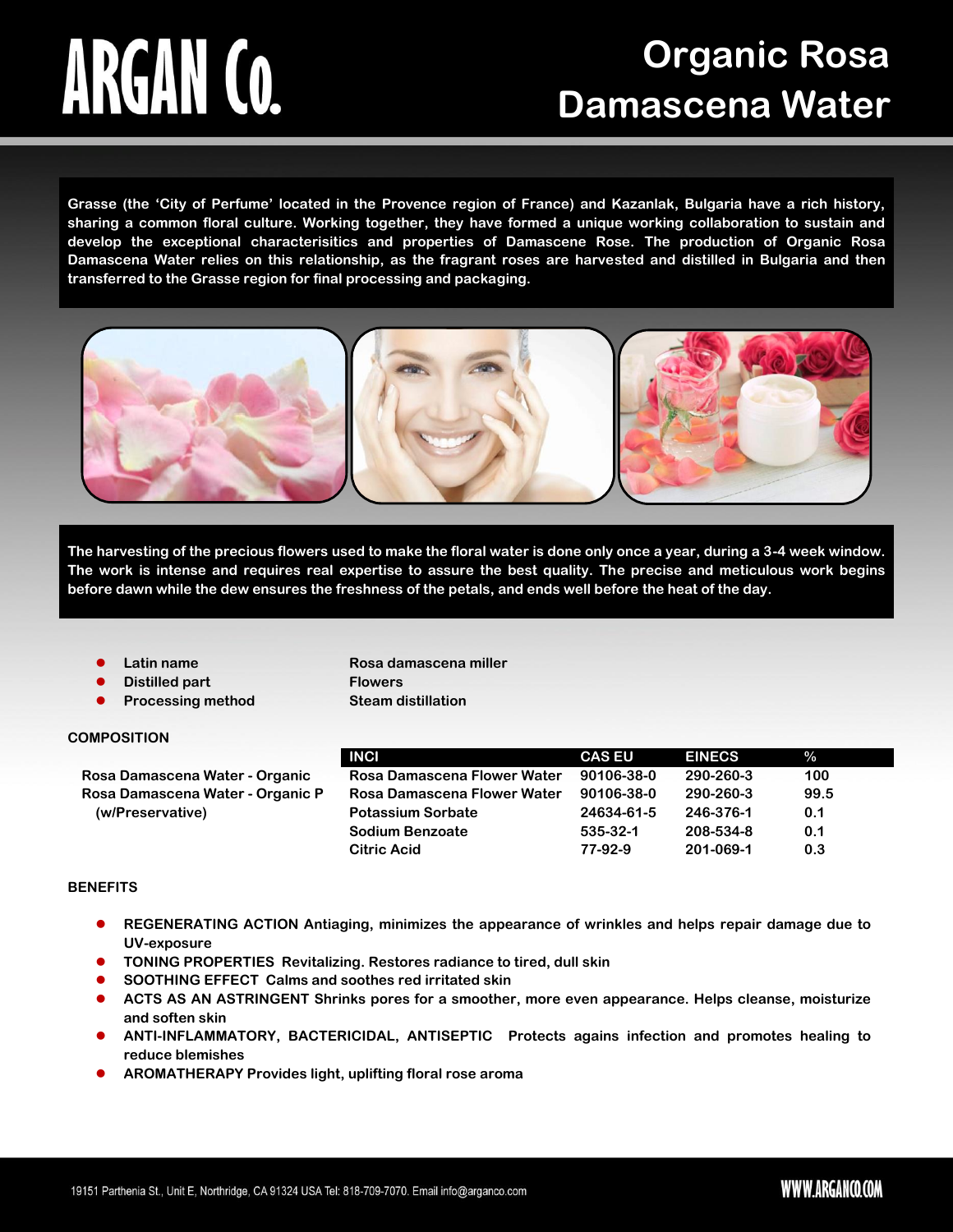# ARGAN Co.

# Organic Rosa Damascena Water

**Grasse (the 'City of Perfume' located in the Provence region of France) and Kazanlak, Bulgaria have a rich history, sharing a common floral culture. Working together, they have formed a unique working collaboration to sustain and develop the exceptional characterisitics and properties of Damascene Rose. The production of Organic Rosa Damascena Water relies on this relationship, as the fragrant roses are harvested and distilled in Bulgaria and then transferred to the Grasse region for final processing and packaging.**

**The harvesting of the precious flowers used to make the floral water is done only once a year, during a 3-4 week window. The work is intense and requires real expertise to assure the best quality. The precise and meticulous work begins before dawn while the dew ensures the freshness of the petals, and ends well before the heat of the day.**

- **Latin name** — **Rosa damascena miller**
- **Distilled part** — **Flowers**
- **Processing method** — **Steam distillation**

**COMPOSITION**

| | INCI | CAS EU | EINECS | % |
|---|---|---|---|---|
| Rosa Damascena Water - Organic | Rosa Damascena Flower Water | 90106-38-0 | 290-260-3 | 100 |
| Rosa Damascena Water - Organic P (w/Preservative) | Rosa Damascena Flower Water | 90106-38-0 | 290-260-3 | 99.5 |
| | Potassium Sorbate | 24634-61-5 | 246-376-1 | 0.1 |
| | Sodium Benzoate | 535-32-1 | 208-534-8 | 0.1 |
| | Citric Acid | 77-92-9 | 201-069-1 | 0.3 |

**BENEFITS**

- **REGENERATING ACTION** Antiaging, minimizes the appearance of wrinkles and helps repair damage due to UV-exposure
- **TONING PROPERTIES** Revitalizing. Restores radiance to tired, dull skin
- **SOOTHING EFFECT** Calms and soothes red irritated skin
- **ACTS AS AN ASTRINGENT** Shrinks pores for a smoother, more even appearance. Helps cleanse, moisturize and soften skin
- **ANTI-INFLAMMATORY, BACTERICIDAL, ANTISEPTIC** Protects agains infection and promotes healing to reduce blemishes
- **AROMATHERAPY** Provides light, uplifting floral rose aroma

19151 Parthenia St., Unit E, Northridge, CA 91324 USA Tel: 818-709-7070. Email info@arganco.com

WWW.ARGANCO.COM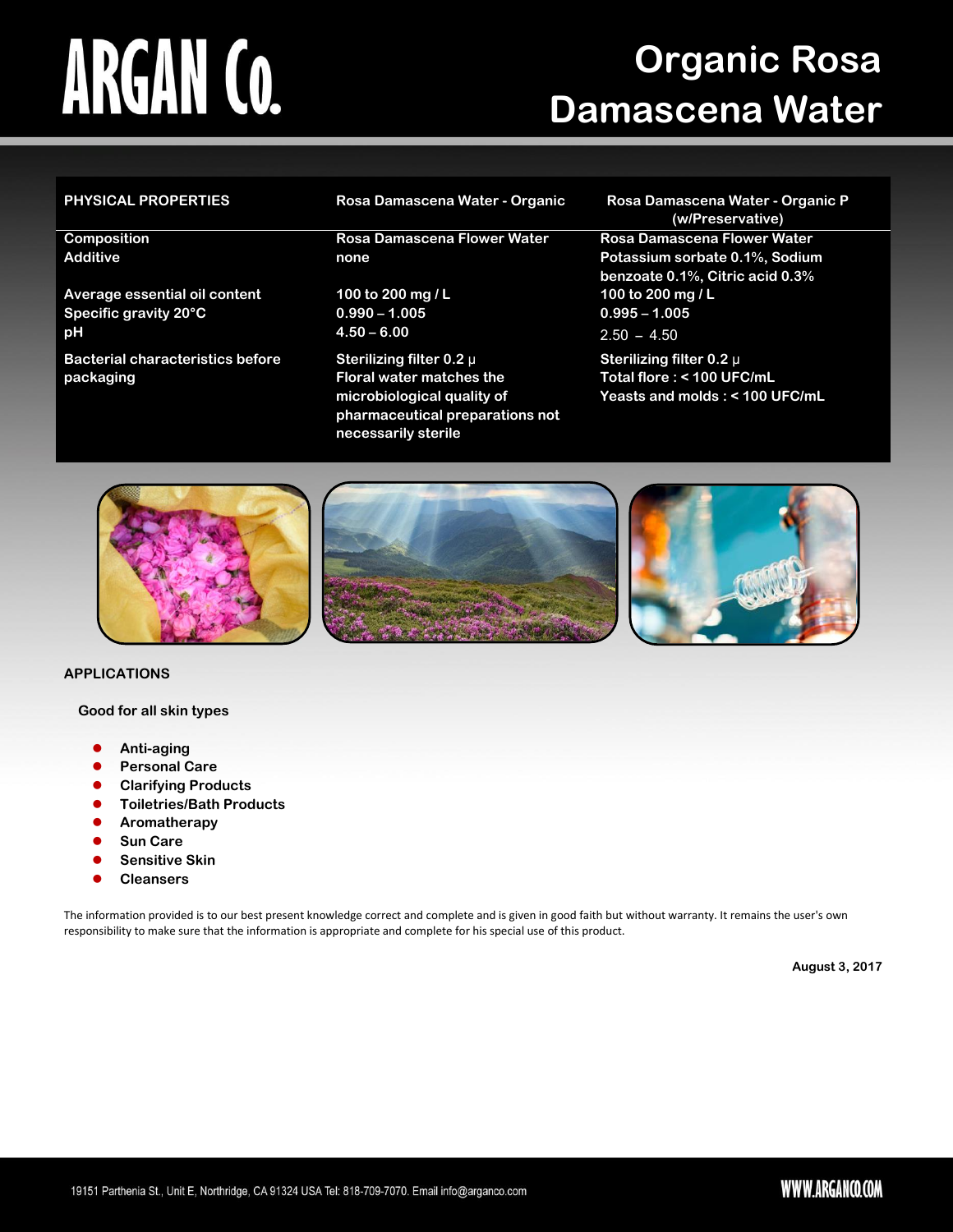# ARGAN Co.

# Organic Rosa Damascena Water

| PHYSICAL PROPERTIES | Rosa Damascena Water - Organic | Rosa Damascena Water - Organic P (w/Preservative) |
|---|---|---|
| Composition | Rosa Damascena Flower Water | Rosa Damascena Flower Water |
| Additive | none | Potassium sorbate 0.1%, Sodium benzoate 0.1%, Citric acid 0.3% |
| Average essential oil content | 100 to 200 mg / L | 100 to 200 mg / L |
| Specific gravity 20°C | 0.990 – 1.005 | 0.995 – 1.005 |
| pH | 4.50 – 6.00 | 2.50 – 4.50 |
| Bacterial characteristics before packaging | Sterilizing filter 0.2 µ Floral water matches the microbiological quality of pharmaceutical preparations not necessarily sterile | Sterilizing filter 0.2 µ Total flore : < 100 UFC/mL Yeasts and molds : < 100 UFC/mL |

## APPLICATIONS

**Good for all skin types**

- Anti-aging
- Personal Care
- Clarifying Products
- Toiletries/Bath Products
- Aromatherapy
- Sun Care
- Sensitive Skin
- Cleansers

The information provided is to our best present knowledge correct and complete and is given in good faith but without warranty. It remains the user's own responsibility to make sure that the information is appropriate and complete for his special use of this product.

**August 3, 2017**

19151 Parthenia St., Unit E, Northridge, CA 91324 USA Tel: 818-709-7070. Email info@arganco.com

WWW.ARGANCO.COM